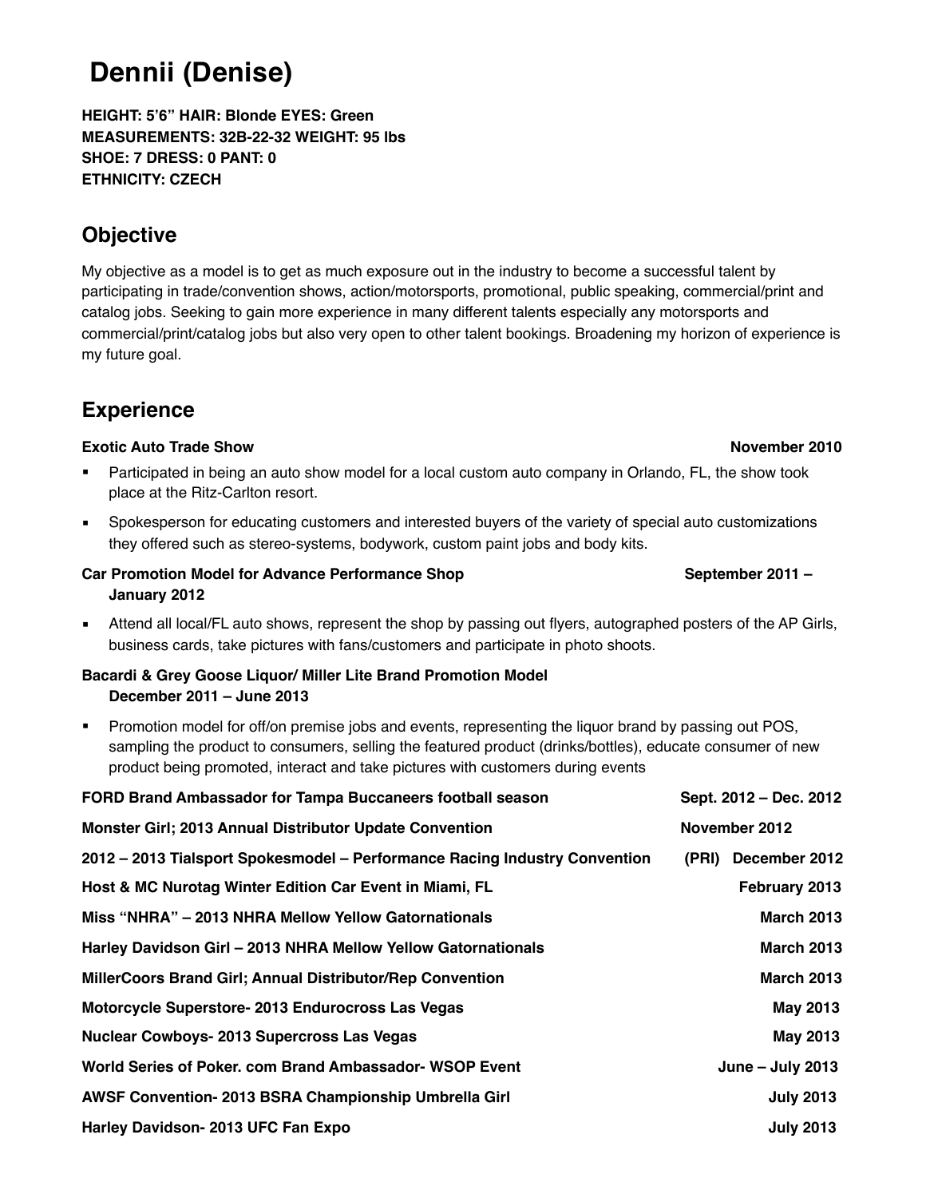# Dennii (Denise)

**HEIGHT: 5'6" HAIR: Blonde EYES: Green**
**MEASUREMENTS: 32B-22-32 WEIGHT: 95 lbs**
**SHOE: 7 DRESS: 0 PANT: 0**
**ETHNICITY: CZECH**

## Objective

My objective as a model is to get as much exposure out in the industry to become a successful talent by participating in trade/convention shows, action/motorsports, promotional, public speaking, commercial/print and catalog jobs. Seeking to gain more experience in many different talents especially any motorsports and commercial/print/catalog jobs but also very open to other talent bookings. Broadening my horizon of experience is my future goal.

## Experience

**Exotic Auto Trade Show** **November 2010**

- Participated in being an auto show model for a local custom auto company in Orlando, FL, the show took place at the Ritz-Carlton resort.
- Spokesperson for educating customers and interested buyers of the variety of special auto customizations they offered such as stereo-systems, bodywork, custom paint jobs and body kits.

**Car Promotion Model for Advance Performance Shop** **September 2011 – January 2012**

- Attend all local/FL auto shows, represent the shop by passing out flyers, autographed posters of the AP Girls, business cards, take pictures with fans/customers and participate in photo shoots.

**Bacardi & Grey Goose Liquor/ Miller Lite Brand Promotion Model**
**December 2011 – June 2013**

- Promotion model for off/on premise jobs and events, representing the liquor brand by passing out POS, sampling the product to consumers, selling the featured product (drinks/bottles), educate consumer of new product being promoted, interact and take pictures with customers during events

**FORD Brand Ambassador for Tampa Buccaneers football season** **Sept. 2012 – Dec. 2012**

**Monster Girl; 2013 Annual Distributor Update Convention** **November 2012**

**2012 – 2013 Tialsport Spokesmodel – Performance Racing Industry Convention (PRI)** **December 2012**

**Host & MC Nurotag Winter Edition Car Event in Miami, FL** **February 2013**

**Miss "NHRA" – 2013 NHRA Mellow Yellow Gatornationals** **March 2013**

**Harley Davidson Girl – 2013 NHRA Mellow Yellow Gatornationals** **March 2013**

**MillerCoors Brand Girl; Annual Distributor/Rep Convention** **March 2013**

**Motorcycle Superstore- 2013 Endurocross Las Vegas** **May 2013**

**Nuclear Cowboys- 2013 Supercross Las Vegas** **May 2013**

**World Series of Poker. com Brand Ambassador- WSOP Event** **June – July 2013**

**AWSF Convention- 2013 BSRA Championship Umbrella Girl** **July 2013**

**Harley Davidson- 2013 UFC Fan Expo** **July 2013**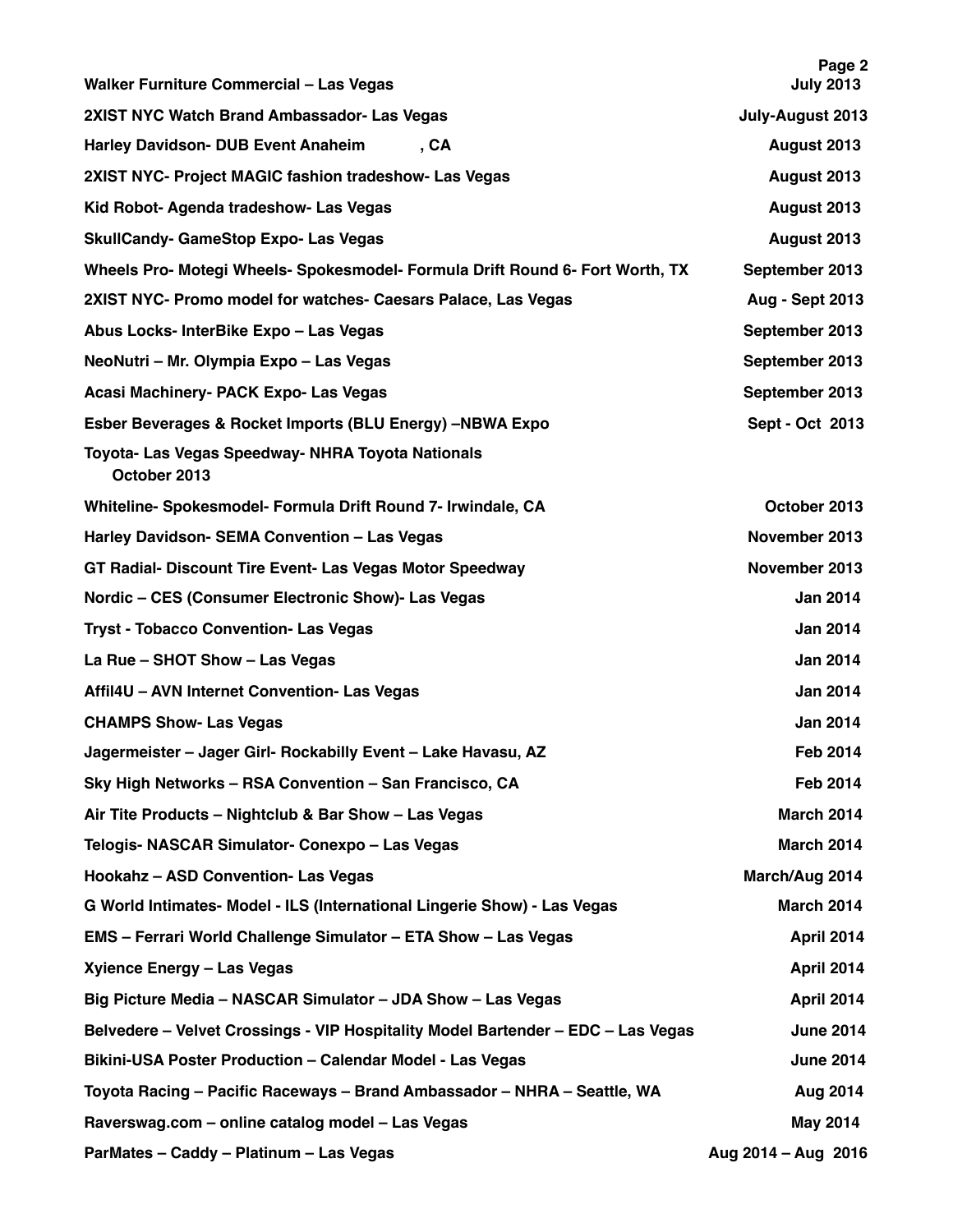| | |
|---|---|
| **Walker Furniture Commercial – Las Vegas** | **July 2013** |
| **2XIST NYC Watch Brand Ambassador- Las Vegas** | **July-August 2013** |
| **Harley Davidson- DUB Event Anaheim , CA** | **August 2013** |
| **2XIST NYC- Project MAGIC fashion tradeshow- Las Vegas** | **August 2013** |
| **Kid Robot- Agenda tradeshow- Las Vegas** | **August 2013** |
| **SkullCandy- GameStop Expo- Las Vegas** | **August 2013** |
| **Wheels Pro- Motegi Wheels- Spokesmodel- Formula Drift Round 6- Fort Worth, TX** | **September 2013** |
| **2XIST NYC- Promo model for watches- Caesars Palace, Las Vegas** | **Aug - Sept 2013** |
| **Abus Locks- InterBike Expo – Las Vegas** | **September 2013** |
| **NeoNutri – Mr. Olympia Expo – Las Vegas** | **September 2013** |
| **Acasi Machinery- PACK Expo- Las Vegas** | **September 2013** |
| **Esber Beverages & Rocket Imports (BLU Energy) –NBWA Expo** | **Sept - Oct 2013** |
| **Toyota- Las Vegas Speedway- NHRA Toyota Nationals October 2013** | |
| **Whiteline- Spokesmodel- Formula Drift Round 7- Irwindale, CA** | **October 2013** |
| **Harley Davidson- SEMA Convention – Las Vegas** | **November 2013** |
| **GT Radial- Discount Tire Event- Las Vegas Motor Speedway** | **November 2013** |
| **Nordic – CES (Consumer Electronic Show)- Las Vegas** | **Jan 2014** |
| **Tryst - Tobacco Convention- Las Vegas** | **Jan 2014** |
| **La Rue – SHOT Show – Las Vegas** | **Jan 2014** |
| **Affil4U – AVN Internet Convention- Las Vegas** | **Jan 2014** |
| **CHAMPS Show- Las Vegas** | **Jan 2014** |
| **Jagermeister – Jager Girl- Rockabilly Event – Lake Havasu, AZ** | **Feb 2014** |
| **Sky High Networks – RSA Convention – San Francisco, CA** | **Feb 2014** |
| **Air Tite Products – Nightclub & Bar Show – Las Vegas** | **March 2014** |
| **Telogis- NASCAR Simulator- Conexpo – Las Vegas** | **March 2014** |
| **Hookahz – ASD Convention- Las Vegas** | **March/Aug 2014** |
| **G World Intimates- Model - ILS (International Lingerie Show) - Las Vegas** | **March 2014** |
| **EMS – Ferrari World Challenge Simulator – ETA Show – Las Vegas** | **April 2014** |
| **Xyience Energy – Las Vegas** | **April 2014** |
| **Big Picture Media – NASCAR Simulator – JDA Show – Las Vegas** | **April 2014** |
| **Belvedere – Velvet Crossings - VIP Hospitality Model Bartender – EDC – Las Vegas** | **June 2014** |
| **Bikini-USA Poster Production – Calendar Model - Las Vegas** | **June 2014** |
| **Toyota Racing – Pacific Raceways – Brand Ambassador – NHRA – Seattle, WA** | **Aug 2014** |
| **Raverswag.com – online catalog model – Las Vegas** | **May 2014** |
| **ParMates – Caddy – Platinum – Las Vegas** | **Aug 2014 – Aug 2016** |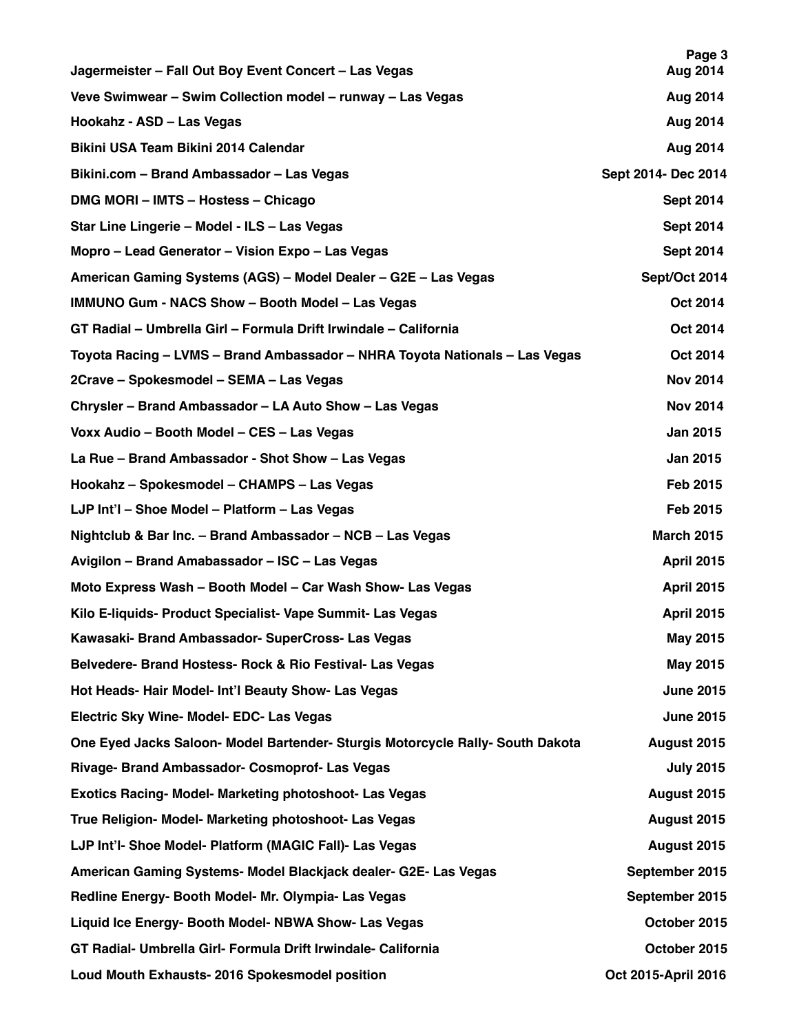| | |
|---|---|
| **Jagermeister – Fall Out Boy Event Concert – Las Vegas** | **Aug 2014** |
| **Veve Swimwear – Swim Collection model – runway – Las Vegas** | **Aug 2014** |
| **Hookahz - ASD – Las Vegas** | **Aug 2014** |
| **Bikini USA Team Bikini 2014 Calendar** | **Aug 2014** |
| **Bikini.com – Brand Ambassador – Las Vegas** | **Sept 2014- Dec 2014** |
| **DMG MORI – IMTS – Hostess – Chicago** | **Sept 2014** |
| **Star Line Lingerie – Model - ILS – Las Vegas** | **Sept 2014** |
| **Mopro – Lead Generator – Vision Expo – Las Vegas** | **Sept 2014** |
| **American Gaming Systems (AGS) – Model Dealer – G2E – Las Vegas** | **Sept/Oct 2014** |
| **IMMUNO Gum - NACS Show – Booth Model – Las Vegas** | **Oct 2014** |
| **GT Radial – Umbrella Girl – Formula Drift Irwindale – California** | **Oct 2014** |
| **Toyota Racing – LVMS – Brand Ambassador – NHRA Toyota Nationals – Las Vegas** | **Oct 2014** |
| **2Crave – Spokesmodel – SEMA – Las Vegas** | **Nov 2014** |
| **Chrysler – Brand Ambassador – LA Auto Show – Las Vegas** | **Nov 2014** |
| **Voxx Audio – Booth Model – CES – Las Vegas** | **Jan 2015** |
| **La Rue – Brand Ambassador - Shot Show – Las Vegas** | **Jan 2015** |
| **Hookahz – Spokesmodel – CHAMPS – Las Vegas** | **Feb 2015** |
| **LJP Int'l – Shoe Model – Platform – Las Vegas** | **Feb 2015** |
| **Nightclub & Bar Inc. – Brand Ambassador – NCB – Las Vegas** | **March 2015** |
| **Avigilon – Brand Amabassador – ISC – Las Vegas** | **April 2015** |
| **Moto Express Wash – Booth Model – Car Wash Show- Las Vegas** | **April 2015** |
| **Kilo E-liquids- Product Specialist- Vape Summit- Las Vegas** | **April 2015** |
| **Kawasaki- Brand Ambassador- SuperCross- Las Vegas** | **May 2015** |
| **Belvedere- Brand Hostess- Rock & Rio Festival- Las Vegas** | **May 2015** |
| **Hot Heads- Hair Model- Int'l Beauty Show- Las Vegas** | **June 2015** |
| **Electric Sky Wine- Model- EDC- Las Vegas** | **June 2015** |
| **One Eyed Jacks Saloon- Model Bartender- Sturgis Motorcycle Rally- South Dakota** | **August 2015** |
| **Rivage- Brand Ambassador- Cosmoprof- Las Vegas** | **July 2015** |
| **Exotics Racing- Model- Marketing photoshoot- Las Vegas** | **August 2015** |
| **True Religion- Model- Marketing photoshoot- Las Vegas** | **August 2015** |
| **LJP Int'l- Shoe Model- Platform (MAGIC Fall)- Las Vegas** | **August 2015** |
| **American Gaming Systems- Model Blackjack dealer- G2E- Las Vegas** | **September 2015** |
| **Redline Energy- Booth Model- Mr. Olympia- Las Vegas** | **September 2015** |
| **Liquid Ice Energy- Booth Model- NBWA Show- Las Vegas** | **October 2015** |
| **GT Radial- Umbrella Girl- Formula Drift Irwindale- California** | **October 2015** |
| **Loud Mouth Exhausts- 2016 Spokesmodel position** | **Oct 2015-April 2016** |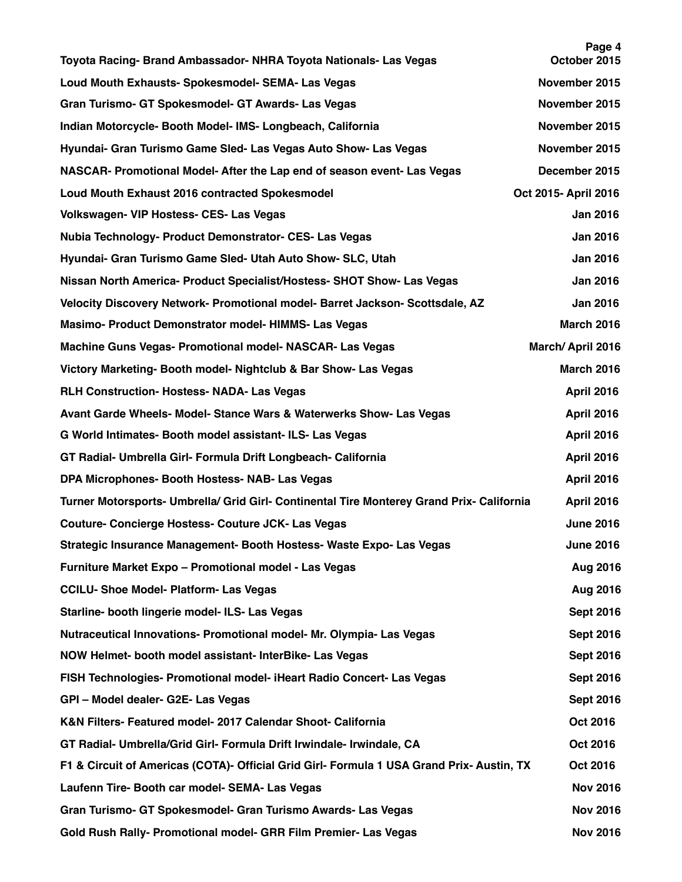| | |
|---|---|
| **Toyota Racing- Brand Ambassador- NHRA Toyota Nationals- Las Vegas** | **October 2015** |
| **Loud Mouth Exhausts- Spokesmodel- SEMA- Las Vegas** | **November 2015** |
| **Gran Turismo- GT Spokesmodel- GT Awards- Las Vegas** | **November 2015** |
| **Indian Motorcycle- Booth Model- IMS- Longbeach, California** | **November 2015** |
| **Hyundai- Gran Turismo Game Sled- Las Vegas Auto Show- Las Vegas** | **November 2015** |
| **NASCAR- Promotional Model- After the Lap end of season event- Las Vegas** | **December 2015** |
| **Loud Mouth Exhaust 2016 contracted Spokesmodel** | **Oct 2015- April 2016** |
| **Volkswagen- VIP Hostess- CES- Las Vegas** | **Jan 2016** |
| **Nubia Technology- Product Demonstrator- CES- Las Vegas** | **Jan 2016** |
| **Hyundai- Gran Turismo Game Sled- Utah Auto Show- SLC, Utah** | **Jan 2016** |
| **Nissan North America- Product Specialist/Hostess- SHOT Show- Las Vegas** | **Jan 2016** |
| **Velocity Discovery Network- Promotional model- Barret Jackson- Scottsdale, AZ** | **Jan 2016** |
| **Masimo- Product Demonstrator model- HIMMS- Las Vegas** | **March 2016** |
| **Machine Guns Vegas- Promotional model- NASCAR- Las Vegas** | **March/ April 2016** |
| **Victory Marketing- Booth model- Nightclub & Bar Show- Las Vegas** | **March 2016** |
| **RLH Construction- Hostess- NADA- Las Vegas** | **April 2016** |
| **Avant Garde Wheels- Model- Stance Wars & Waterwerks Show- Las Vegas** | **April 2016** |
| **G World Intimates- Booth model assistant- ILS- Las Vegas** | **April 2016** |
| **GT Radial- Umbrella Girl- Formula Drift Longbeach- California** | **April 2016** |
| **DPA Microphones- Booth Hostess- NAB- Las Vegas** | **April 2016** |
| **Turner Motorsports- Umbrella/ Grid Girl- Continental Tire Monterey Grand Prix- California** | **April 2016** |
| **Couture- Concierge Hostess- Couture JCK- Las Vegas** | **June 2016** |
| **Strategic Insurance Management- Booth Hostess- Waste Expo- Las Vegas** | **June 2016** |
| **Furniture Market Expo – Promotional model - Las Vegas** | **Aug 2016** |
| **CCILU- Shoe Model- Platform- Las Vegas** | **Aug 2016** |
| **Starline- booth lingerie model- ILS- Las Vegas** | **Sept 2016** |
| **Nutraceutical Innovations- Promotional model- Mr. Olympia- Las Vegas** | **Sept 2016** |
| **NOW Helmet- booth model assistant- InterBike- Las Vegas** | **Sept 2016** |
| **FISH Technologies- Promotional model- iHeart Radio Concert- Las Vegas** | **Sept 2016** |
| **GPI – Model dealer- G2E- Las Vegas** | **Sept 2016** |
| **K&N Filters- Featured model- 2017 Calendar Shoot- California** | **Oct 2016** |
| **GT Radial- Umbrella/Grid Girl- Formula Drift Irwindale- Irwindale, CA** | **Oct 2016** |
| **F1 & Circuit of Americas (COTA)- Official Grid Girl- Formula 1 USA Grand Prix- Austin, TX** | **Oct 2016** |
| **Laufenn Tire- Booth car model- SEMA- Las Vegas** | **Nov 2016** |
| **Gran Turismo- GT Spokesmodel- Gran Turismo Awards- Las Vegas** | **Nov 2016** |
| **Gold Rush Rally- Promotional model- GRR Film Premier- Las Vegas** | **Nov 2016** |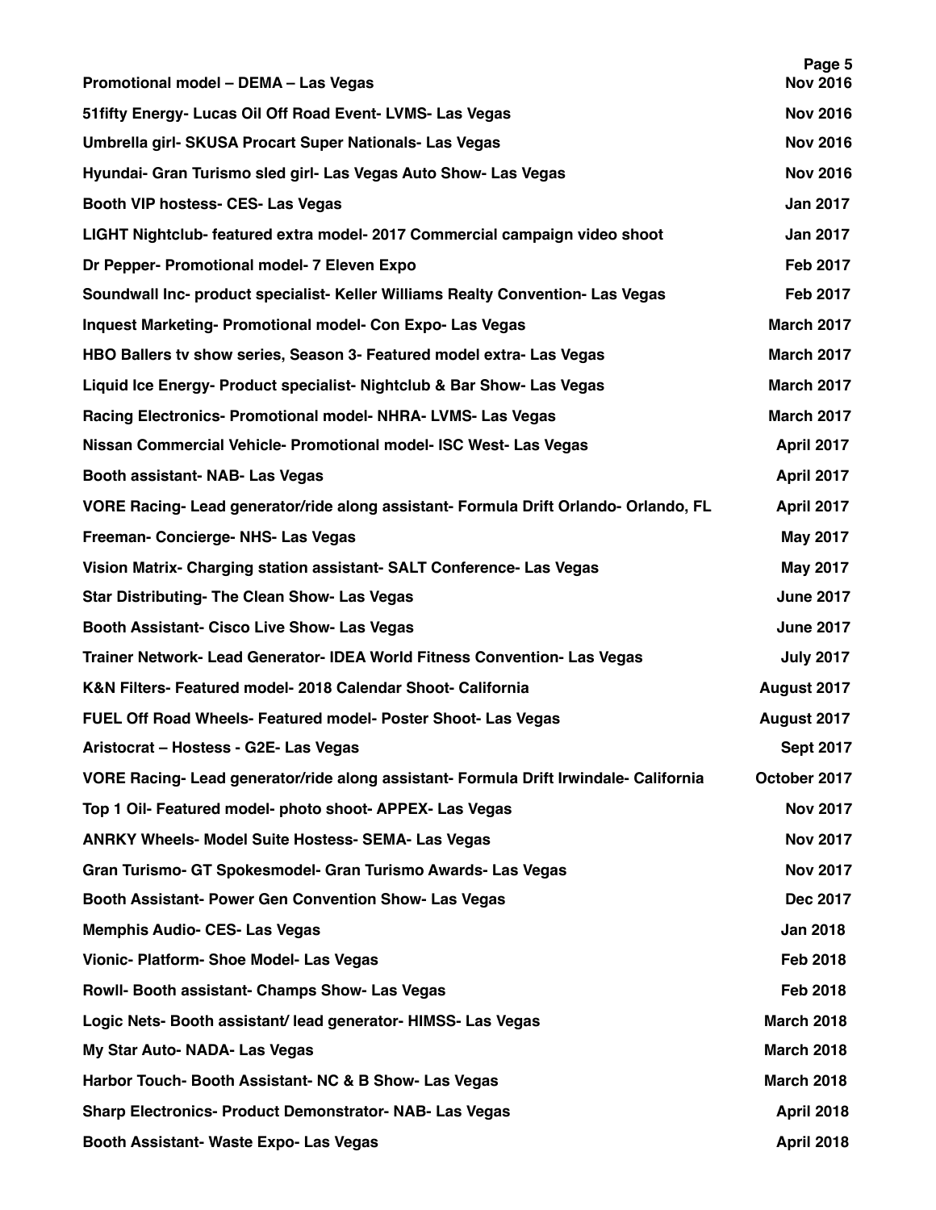| | |
|---|---|
| **Promotional model – DEMA – Las Vegas** | **Nov 2016** |
| **51fifty Energy- Lucas Oil Off Road Event- LVMS- Las Vegas** | **Nov 2016** |
| **Umbrella girl- SKUSA Procart Super Nationals- Las Vegas** | **Nov 2016** |
| **Hyundai- Gran Turismo sled girl- Las Vegas Auto Show- Las Vegas** | **Nov 2016** |
| **Booth VIP hostess- CES- Las Vegas** | **Jan 2017** |
| **LIGHT Nightclub- featured extra model- 2017 Commercial campaign video shoot** | **Jan 2017** |
| **Dr Pepper- Promotional model- 7 Eleven Expo** | **Feb 2017** |
| **Soundwall Inc- product specialist- Keller Williams Realty Convention- Las Vegas** | **Feb 2017** |
| **Inquest Marketing- Promotional model- Con Expo- Las Vegas** | **March 2017** |
| **HBO Ballers tv show series, Season 3- Featured model extra- Las Vegas** | **March 2017** |
| **Liquid Ice Energy- Product specialist- Nightclub & Bar Show- Las Vegas** | **March 2017** |
| **Racing Electronics- Promotional model- NHRA- LVMS- Las Vegas** | **March 2017** |
| **Nissan Commercial Vehicle- Promotional model- ISC West- Las Vegas** | **April 2017** |
| **Booth assistant- NAB- Las Vegas** | **April 2017** |
| **VORE Racing- Lead generator/ride along assistant- Formula Drift Orlando- Orlando, FL** | **April 2017** |
| **Freeman- Concierge- NHS- Las Vegas** | **May 2017** |
| **Vision Matrix- Charging station assistant- SALT Conference- Las Vegas** | **May 2017** |
| **Star Distributing- The Clean Show- Las Vegas** | **June 2017** |
| **Booth Assistant- Cisco Live Show- Las Vegas** | **June 2017** |
| **Trainer Network- Lead Generator- IDEA World Fitness Convention- Las Vegas** | **July 2017** |
| **K&N Filters- Featured model- 2018 Calendar Shoot- California** | **August 2017** |
| **FUEL Off Road Wheels- Featured model- Poster Shoot- Las Vegas** | **August 2017** |
| **Aristocrat – Hostess - G2E- Las Vegas** | **Sept 2017** |
| **VORE Racing- Lead generator/ride along assistant- Formula Drift Irwindale- California** | **October 2017** |
| **Top 1 Oil- Featured model- photo shoot- APPEX- Las Vegas** | **Nov 2017** |
| **ANRKY Wheels- Model Suite Hostess- SEMA- Las Vegas** | **Nov 2017** |
| **Gran Turismo- GT Spokesmodel- Gran Turismo Awards- Las Vegas** | **Nov 2017** |
| **Booth Assistant- Power Gen Convention Show- Las Vegas** | **Dec 2017** |
| **Memphis Audio- CES- Las Vegas** | **Jan 2018** |
| **Vionic- Platform- Shoe Model- Las Vegas** | **Feb 2018** |
| **Rowll- Booth assistant- Champs Show- Las Vegas** | **Feb 2018** |
| **Logic Nets- Booth assistant/ lead generator- HIMSS- Las Vegas** | **March 2018** |
| **My Star Auto- NADA- Las Vegas** | **March 2018** |
| **Harbor Touch- Booth Assistant- NC & B Show- Las Vegas** | **March 2018** |
| **Sharp Electronics- Product Demonstrator- NAB- Las Vegas** | **April 2018** |
| **Booth Assistant- Waste Expo- Las Vegas** | **April 2018** |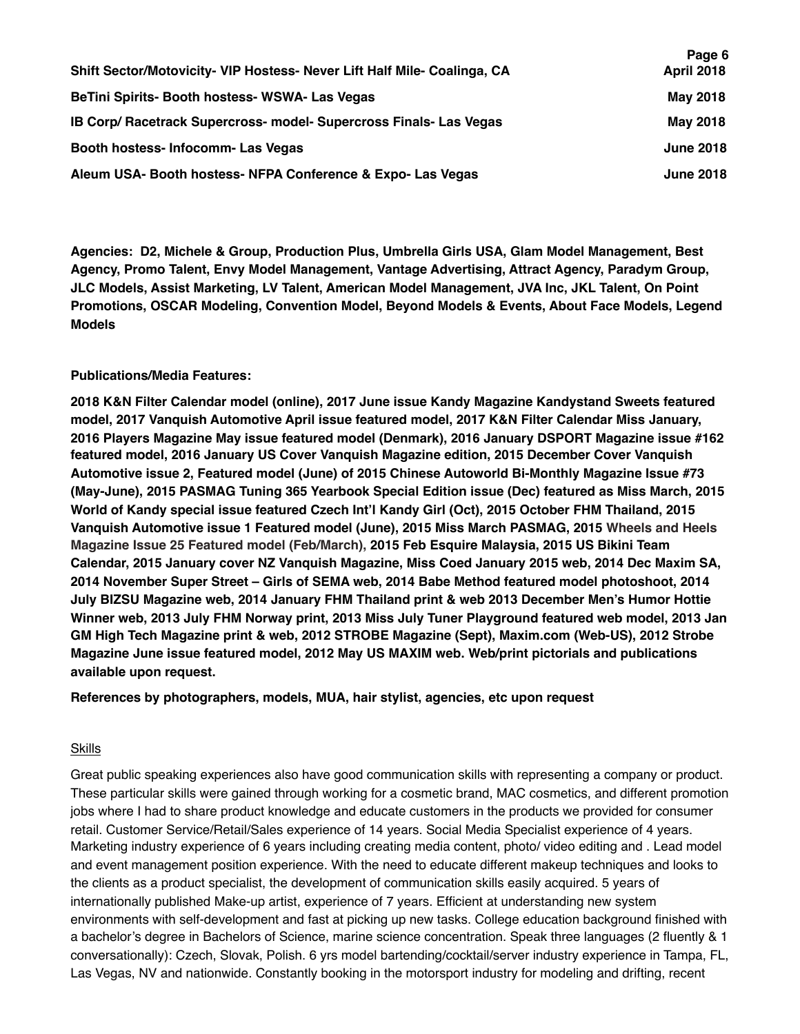**Shift Sector/Motovicity- VIP Hostess- Never Lift Half Mile- Coalinga, CA** **April 2018**

**BeTini Spirits- Booth hostess- WSWA- Las Vegas** **May 2018**

**IB Corp/ Racetrack Supercross- model- Supercross Finals- Las Vegas** **May 2018**

**Booth hostess- Infocomm- Las Vegas** **June 2018**

**Aleum USA- Booth hostess- NFPA Conference & Expo- Las Vegas** **June 2018**

**Agencies: D2, Michele & Group, Production Plus, Umbrella Girls USA, Glam Model Management, Best Agency, Promo Talent, Envy Model Management, Vantage Advertising, Attract Agency, Paradym Group, JLC Models, Assist Marketing, LV Talent, American Model Management, JVA Inc, JKL Talent, On Point Promotions, OSCAR Modeling, Convention Model, Beyond Models & Events, About Face Models, Legend Models**

**Publications/Media Features:**

**2018 K&N Filter Calendar model (online), 2017 June issue Kandy Magazine Kandystand Sweets featured model, 2017 Vanquish Automotive April issue featured model, 2017 K&N Filter Calendar Miss January, 2016 Players Magazine May issue featured model (Denmark), 2016 January DSPORT Magazine issue #162 featured model, 2016 January US Cover Vanquish Magazine edition, 2015 December Cover Vanquish Automotive issue 2, Featured model (June) of 2015 Chinese Autoworld Bi-Monthly Magazine Issue #73 (May-June), 2015 PASMAG Tuning 365 Yearbook Special Edition issue (Dec) featured as Miss March, 2015 World of Kandy special issue featured Czech Int'l Kandy Girl (Oct), 2015 October FHM Thailand, 2015 Vanquish Automotive issue 1 Featured model (June), 2015 Miss March PASMAG, 2015 Wheels and Heels Magazine Issue 25 Featured model (Feb/March), 2015 Feb Esquire Malaysia, 2015 US Bikini Team Calendar, 2015 January cover NZ Vanquish Magazine, Miss Coed January 2015 web, 2014 Dec Maxim SA, 2014 November Super Street – Girls of SEMA web, 2014 Babe Method featured model photoshoot, 2014 July BIZSU Magazine web, 2014 January FHM Thailand print & web 2013 December Men's Humor Hottie Winner web, 2013 July FHM Norway print, 2013 Miss July Tuner Playground featured web model, 2013 Jan GM High Tech Magazine print & web, 2012 STROBE Magazine (Sept), Maxim.com (Web-US), 2012 Strobe Magazine June issue featured model, 2012 May US MAXIM web. Web/print pictorials and publications available upon request.**

**References by photographers, models, MUA, hair stylist, agencies, etc upon request**

<u>Skills</u>

Great public speaking experiences also have good communication skills with representing a company or product. These particular skills were gained through working for a cosmetic brand, MAC cosmetics, and different promotion jobs where I had to share product knowledge and educate customers in the products we provided for consumer retail. Customer Service/Retail/Sales experience of 14 years. Social Media Specialist experience of 4 years. Marketing industry experience of 6 years including creating media content, photo/ video editing and . Lead model and event management position experience. With the need to educate different makeup techniques and looks to the clients as a product specialist, the development of communication skills easily acquired. 5 years of internationally published Make-up artist, experience of 7 years. Efficient at understanding new system environments with self-development and fast at picking up new tasks. College education background finished with a bachelor's degree in Bachelors of Science, marine science concentration. Speak three languages (2 fluently & 1 conversationally): Czech, Slovak, Polish. 6 yrs model bartending/cocktail/server industry experience in Tampa, FL, Las Vegas, NV and nationwide. Constantly booking in the motorsport industry for modeling and drifting, recent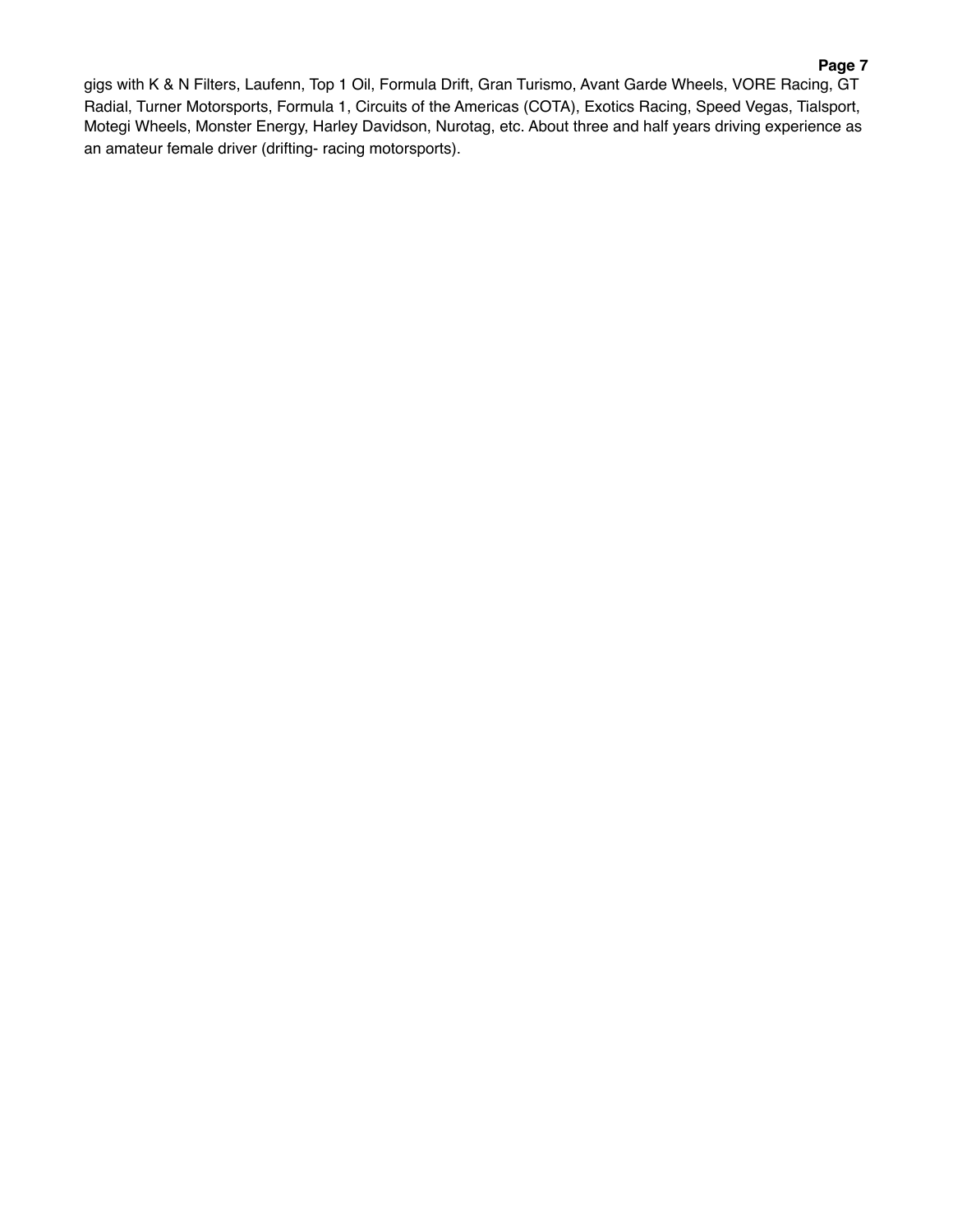gigs with K & N Filters, Laufenn, Top 1 Oil, Formula Drift, Gran Turismo, Avant Garde Wheels, VORE Racing, GT Radial, Turner Motorsports, Formula 1, Circuits of the Americas (COTA), Exotics Racing, Speed Vegas, Tialsport, Motegi Wheels, Monster Energy, Harley Davidson, Nurotag, etc. About three and half years driving experience as an amateur female driver (drifting- racing motorsports).